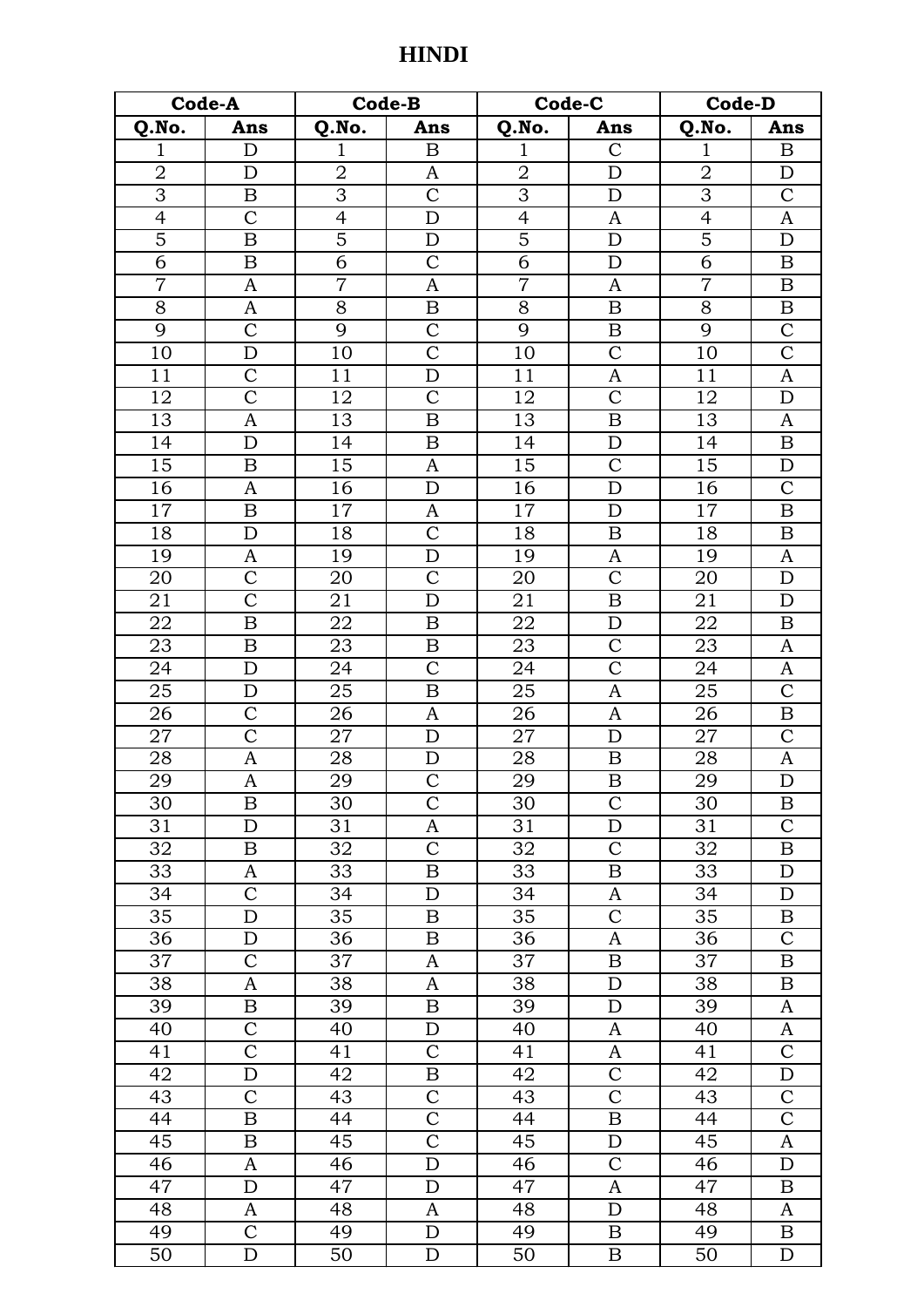# HINDI

| Code-A | | Code-B | | Code-C | | Code-D | |
|---|---|---|---|---|---|---|---|
| Q.No. | Ans | Q.No. | Ans | Q.No. | Ans | Q.No. | Ans |
| 1 | D | 1 | B | 1 | C | 1 | B |
| 2 | D | 2 | A | 2 | D | 2 | D |
| 3 | B | 3 | C | 3 | D | 3 | C |
| 4 | C | 4 | D | 4 | A | 4 | A |
| 5 | B | 5 | D | 5 | D | 5 | D |
| 6 | B | 6 | C | 6 | D | 6 | B |
| 7 | A | 7 | A | 7 | A | 7 | B |
| 8 | A | 8 | B | 8 | B | 8 | B |
| 9 | C | 9 | C | 9 | B | 9 | C |
| 10 | D | 10 | C | 10 | C | 10 | C |
| 11 | C | 11 | D | 11 | A | 11 | A |
| 12 | C | 12 | C | 12 | C | 12 | D |
| 13 | A | 13 | B | 13 | B | 13 | A |
| 14 | D | 14 | B | 14 | D | 14 | B |
| 15 | B | 15 | A | 15 | C | 15 | D |
| 16 | A | 16 | D | 16 | D | 16 | C |
| 17 | B | 17 | A | 17 | D | 17 | B |
| 18 | D | 18 | C | 18 | B | 18 | B |
| 19 | A | 19 | D | 19 | A | 19 | A |
| 20 | C | 20 | C | 20 | C | 20 | D |
| 21 | C | 21 | D | 21 | B | 21 | D |
| 22 | B | 22 | B | 22 | D | 22 | B |
| 23 | B | 23 | B | 23 | C | 23 | A |
| 24 | D | 24 | C | 24 | C | 24 | A |
| 25 | D | 25 | B | 25 | A | 25 | C |
| 26 | C | 26 | A | 26 | A | 26 | B |
| 27 | C | 27 | D | 27 | D | 27 | C |
| 28 | A | 28 | D | 28 | B | 28 | A |
| 29 | A | 29 | C | 29 | B | 29 | D |
| 30 | B | 30 | C | 30 | C | 30 | B |
| 31 | D | 31 | A | 31 | D | 31 | C |
| 32 | B | 32 | C | 32 | C | 32 | B |
| 33 | A | 33 | B | 33 | B | 33 | D |
| 34 | C | 34 | D | 34 | A | 34 | D |
| 35 | D | 35 | B | 35 | C | 35 | B |
| 36 | D | 36 | B | 36 | A | 36 | C |
| 37 | C | 37 | A | 37 | B | 37 | B |
| 38 | A | 38 | A | 38 | D | 38 | B |
| 39 | B | 39 | B | 39 | D | 39 | A |
| 40 | C | 40 | D | 40 | A | 40 | A |
| 41 | C | 41 | C | 41 | A | 41 | C |
| 42 | D | 42 | B | 42 | C | 42 | D |
| 43 | C | 43 | C | 43 | C | 43 | C |
| 44 | B | 44 | C | 44 | B | 44 | C |
| 45 | B | 45 | C | 45 | D | 45 | A |
| 46 | A | 46 | D | 46 | C | 46 | D |
| 47 | D | 47 | D | 47 | A | 47 | B |
| 48 | A | 48 | A | 48 | D | 48 | A |
| 49 | C | 49 | D | 49 | B | 49 | B |
| 50 | D | 50 | D | 50 | B | 50 | D |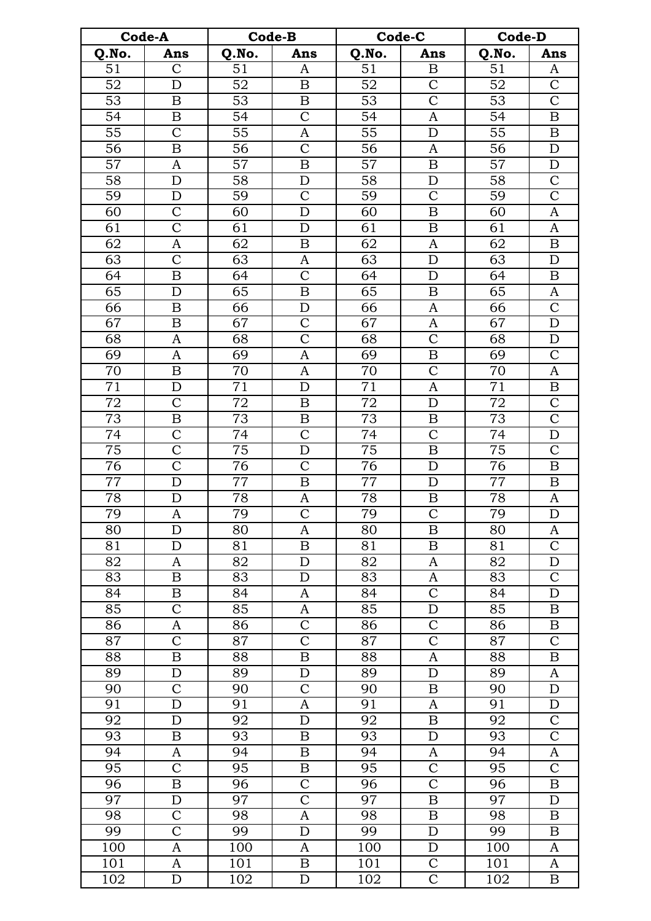| Code-A | | Code-B | | Code-C | | Code-D | |
|---|---|---|---|---|---|---|---|
| Q.No. | Ans | Q.No. | Ans | Q.No. | Ans | Q.No. | Ans |
| 51 | C | 51 | A | 51 | B | 51 | A |
| 52 | D | 52 | B | 52 | C | 52 | C |
| 53 | B | 53 | B | 53 | C | 53 | C |
| 54 | B | 54 | C | 54 | A | 54 | B |
| 55 | C | 55 | A | 55 | D | 55 | B |
| 56 | B | 56 | C | 56 | A | 56 | D |
| 57 | A | 57 | B | 57 | B | 57 | D |
| 58 | D | 58 | D | 58 | D | 58 | C |
| 59 | D | 59 | C | 59 | C | 59 | C |
| 60 | C | 60 | D | 60 | B | 60 | A |
| 61 | C | 61 | D | 61 | B | 61 | A |
| 62 | A | 62 | B | 62 | A | 62 | B |
| 63 | C | 63 | A | 63 | D | 63 | D |
| 64 | B | 64 | C | 64 | D | 64 | B |
| 65 | D | 65 | B | 65 | B | 65 | A |
| 66 | B | 66 | D | 66 | A | 66 | C |
| 67 | B | 67 | C | 67 | A | 67 | D |
| 68 | A | 68 | C | 68 | C | 68 | D |
| 69 | A | 69 | A | 69 | B | 69 | C |
| 70 | B | 70 | A | 70 | C | 70 | A |
| 71 | D | 71 | D | 71 | A | 71 | B |
| 72 | C | 72 | B | 72 | D | 72 | C |
| 73 | B | 73 | B | 73 | B | 73 | C |
| 74 | C | 74 | C | 74 | C | 74 | D |
| 75 | C | 75 | D | 75 | B | 75 | C |
| 76 | C | 76 | C | 76 | D | 76 | B |
| 77 | D | 77 | B | 77 | D | 77 | B |
| 78 | D | 78 | A | 78 | B | 78 | A |
| 79 | A | 79 | C | 79 | C | 79 | D |
| 80 | D | 80 | A | 80 | B | 80 | A |
| 81 | D | 81 | B | 81 | B | 81 | C |
| 82 | A | 82 | D | 82 | A | 82 | D |
| 83 | B | 83 | D | 83 | A | 83 | C |
| 84 | B | 84 | A | 84 | C | 84 | D |
| 85 | C | 85 | A | 85 | D | 85 | B |
| 86 | A | 86 | C | 86 | C | 86 | B |
| 87 | C | 87 | C | 87 | C | 87 | C |
| 88 | B | 88 | B | 88 | A | 88 | B |
| 89 | D | 89 | D | 89 | D | 89 | A |
| 90 | C | 90 | C | 90 | B | 90 | D |
| 91 | D | 91 | A | 91 | A | 91 | D |
| 92 | D | 92 | D | 92 | B | 92 | C |
| 93 | B | 93 | B | 93 | D | 93 | C |
| 94 | A | 94 | B | 94 | A | 94 | A |
| 95 | C | 95 | B | 95 | C | 95 | C |
| 96 | B | 96 | C | 96 | C | 96 | B |
| 97 | D | 97 | C | 97 | B | 97 | D |
| 98 | C | 98 | A | 98 | B | 98 | B |
| 99 | C | 99 | D | 99 | D | 99 | B |
| 100 | A | 100 | A | 100 | D | 100 | A |
| 101 | A | 101 | B | 101 | C | 101 | A |
| 102 | D | 102 | D | 102 | C | 102 | B |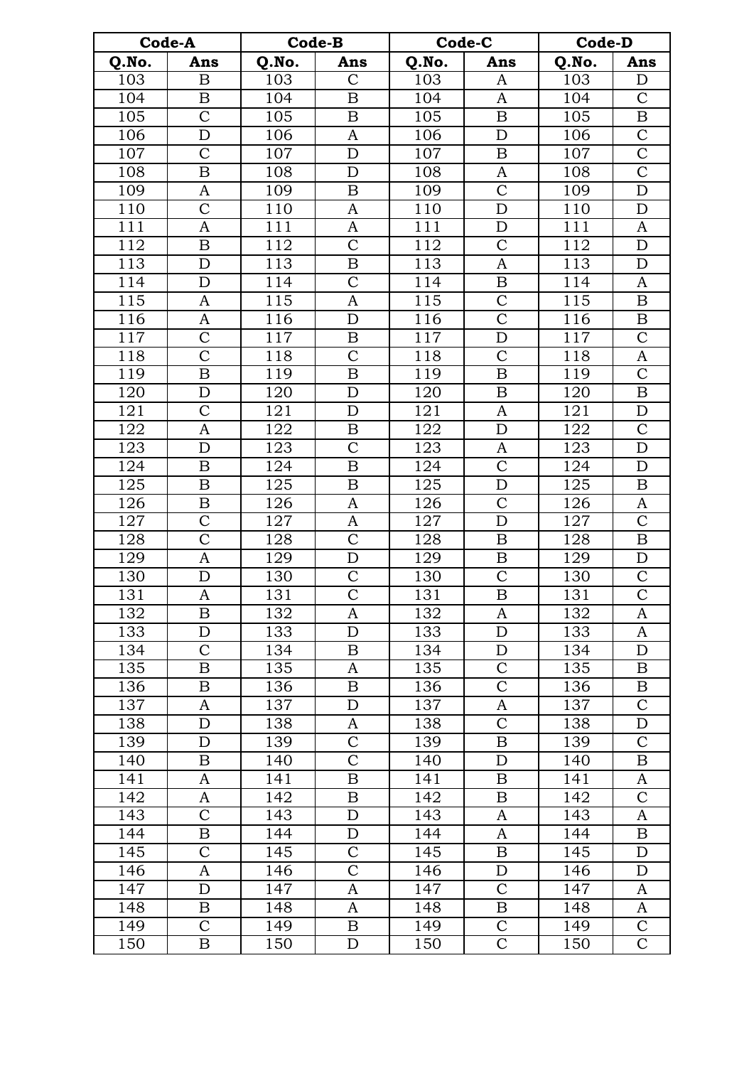| Code-A | | Code-B | | Code-C | | Code-D | |
|---|---|---|---|---|---|---|---|
| **Q.No.** | **Ans** | **Q.No.** | **Ans** | **Q.No.** | **Ans** | **Q.No.** | **Ans** |
| 103 | B | 103 | C | 103 | A | 103 | D |
| 104 | B | 104 | B | 104 | A | 104 | C |
| 105 | C | 105 | B | 105 | B | 105 | B |
| 106 | D | 106 | A | 106 | D | 106 | C |
| 107 | C | 107 | D | 107 | B | 107 | C |
| 108 | B | 108 | D | 108 | A | 108 | C |
| 109 | A | 109 | B | 109 | C | 109 | D |
| 110 | C | 110 | A | 110 | D | 110 | D |
| 111 | A | 111 | A | 111 | D | 111 | A |
| 112 | B | 112 | C | 112 | C | 112 | D |
| 113 | D | 113 | B | 113 | A | 113 | D |
| 114 | D | 114 | C | 114 | B | 114 | A |
| 115 | A | 115 | A | 115 | C | 115 | B |
| 116 | A | 116 | D | 116 | C | 116 | B |
| 117 | C | 117 | B | 117 | D | 117 | C |
| 118 | C | 118 | C | 118 | C | 118 | A |
| 119 | B | 119 | B | 119 | B | 119 | C |
| 120 | D | 120 | D | 120 | B | 120 | B |
| 121 | C | 121 | D | 121 | A | 121 | D |
| 122 | A | 122 | B | 122 | D | 122 | C |
| 123 | D | 123 | C | 123 | A | 123 | D |
| 124 | B | 124 | B | 124 | C | 124 | D |
| 125 | B | 125 | B | 125 | D | 125 | B |
| 126 | B | 126 | A | 126 | C | 126 | A |
| 127 | C | 127 | A | 127 | D | 127 | C |
| 128 | C | 128 | C | 128 | B | 128 | B |
| 129 | A | 129 | D | 129 | B | 129 | D |
| 130 | D | 130 | C | 130 | C | 130 | C |
| 131 | A | 131 | C | 131 | B | 131 | C |
| 132 | B | 132 | A | 132 | A | 132 | A |
| 133 | D | 133 | D | 133 | D | 133 | A |
| 134 | C | 134 | B | 134 | D | 134 | D |
| 135 | B | 135 | A | 135 | C | 135 | B |
| 136 | B | 136 | B | 136 | C | 136 | B |
| 137 | A | 137 | D | 137 | A | 137 | C |
| 138 | D | 138 | A | 138 | C | 138 | D |
| 139 | D | 139 | C | 139 | B | 139 | C |
| 140 | B | 140 | C | 140 | D | 140 | B |
| 141 | A | 141 | B | 141 | B | 141 | A |
| 142 | A | 142 | B | 142 | B | 142 | C |
| 143 | C | 143 | D | 143 | A | 143 | A |
| 144 | B | 144 | D | 144 | A | 144 | B |
| 145 | C | 145 | C | 145 | B | 145 | D |
| 146 | A | 146 | C | 146 | D | 146 | D |
| 147 | D | 147 | A | 147 | C | 147 | A |
| 148 | B | 148 | A | 148 | B | 148 | A |
| 149 | C | 149 | B | 149 | C | 149 | C |
| 150 | B | 150 | D | 150 | C | 150 | C |